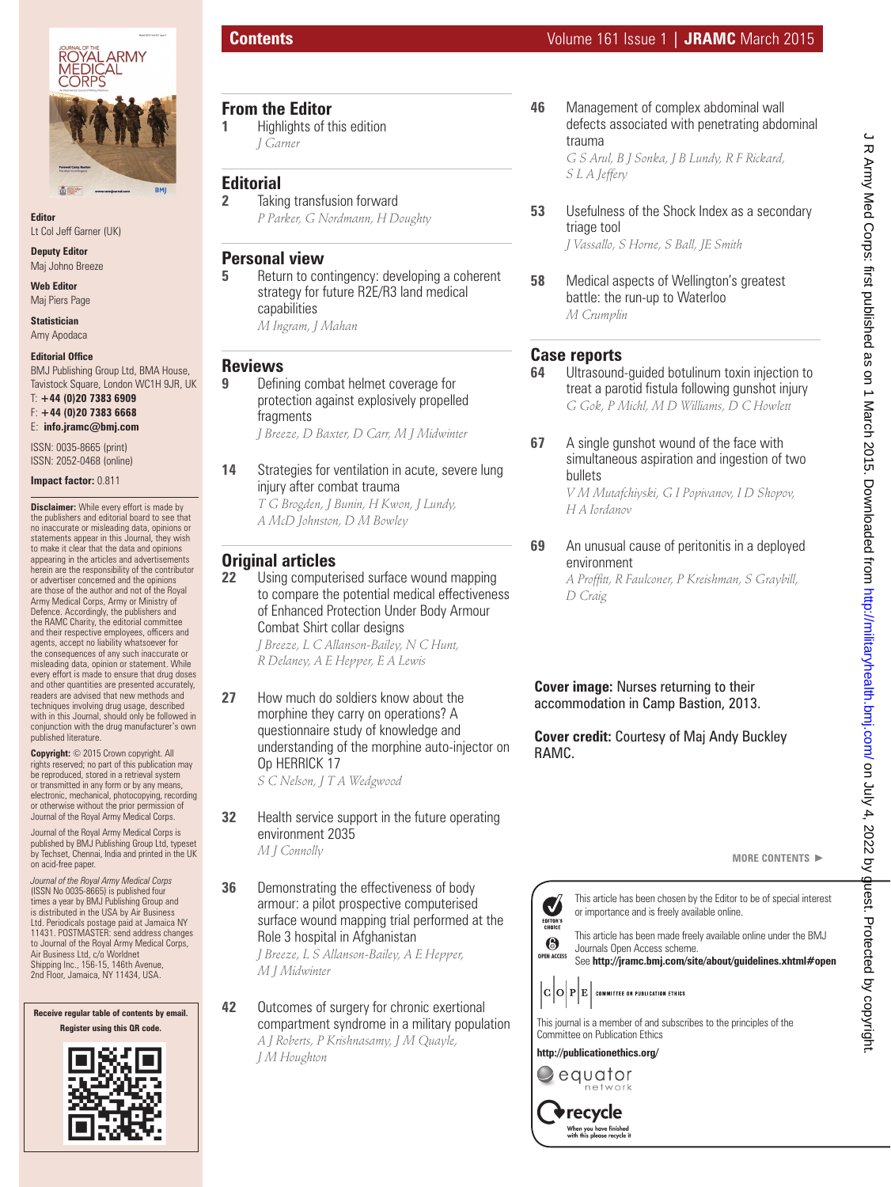# Contents

**Editor**
Lt Col Jeff Garner (UK)

**Deputy Editor**
Maj Johno Breeze

**Web Editor**
Maj Piers Page

**Statistician**
Amy Apodaca

**Editorial Office**
BMJ Publishing Group Ltd, BMA House, Tavistock Square, London WC1H 9JR, UK
T: **+44 (0)20 7383 6909**
F: **+44 (0)20 7383 6668**
E: **info.jramc@bmj.com**

ISSN: 0035-8665 (print)
ISSN: 2052-0468 (online)

**Impact factor:** 0.811

**Disclaimer:** While every effort is made by the publishers and editorial board to see that no inaccurate or misleading data, opinions or statements appear in this Journal, they wish to make it clear that the data and opinions appearing in the articles and advertisements herein are the responsibility of the contributor or advertiser concerned and the opinions are those of the author and not of the Royal Army Medical Corps, Army or Ministry of Defence. Accordingly, the publishers and the RAMC Charity, the editorial committee and their respective employees, officers and agents, accept no liability whatsoever for the consequences of any such inaccurate or misleading data, opinion or statement. While every effort is made to ensure that drug doses and other quantities are presented accurately, readers are advised that new methods and techniques involving drug usage, described with in this Journal, should only be followed in conjunction with the drug manufacturer's own published literature.

**Copyright:** © 2015 Crown copyright. All rights reserved; no part of this publication may be reproduced, stored in a retrieval system or transmitted in any form or by any means, electronic, mechanical, photocopying, recording or otherwise without the prior permission of Journal of the Royal Army Medical Corps.

Journal of the Royal Army Medical Corps is published by BMJ Publishing Group Ltd, typeset by Techset, Chennai, India and printed in the UK on acid-free paper.

*Journal of the Royal Army Medical Corps* (ISSN No 0035-8665) is published four times a year by BMJ Publishing Group and is distributed in the USA by Air Business Ltd. Periodicals postage paid at Jamaica NY 11431. POSTMASTER: send address changes to Journal of the Royal Army Medical Corps, Air Business Ltd, c/o Worldnet Shipping Inc., 156-15, 146th Avenue, 2nd Floor, Jamaica, NY 11434, USA.

**Receive regular table of contents by email. Register using this QR code.**

## From the Editor

**1** Highlights of this edition
*J Garner*

## Editorial

**2** Taking transfusion forward
*P Parker, G Nordmann, H Doughty*

## Personal view

**5** Return to contingency: developing a coherent strategy for future R2E/R3 land medical capabilities
*M Ingram, J Mahan*

## Reviews

**9** Defining combat helmet coverage for protection against explosively propelled fragments
*J Breeze, D Baxter, D Carr, M J Midwinter*

**14** Strategies for ventilation in acute, severe lung injury after combat trauma
*T G Brogden, J Bunin, H Kwon, J Lundy, A McD Johnston, D M Bowley*

## Original articles

**22** Using computerised surface wound mapping to compare the potential medical effectiveness of Enhanced Protection Under Body Armour Combat Shirt collar designs
*J Breeze, L C Allanson-Bailey, N C Hunt, R Delaney, A E Hepper, E A Lewis*

**27** How much do soldiers know about the morphine they carry on operations? A questionnaire study of knowledge and understanding of the morphine auto-injector on Op HERRICK 17
*S C Nelson, J T A Wedgwood*

**32** Health service support in the future operating environment 2035
*M J Connolly*

**36** Demonstrating the effectiveness of body armour: a pilot prospective computerised surface wound mapping trial performed at the Role 3 hospital in Afghanistan
*J Breeze, L S Allanson-Bailey, A E Hepper, M J Midwinter*

**42** Outcomes of surgery for chronic exertional compartment syndrome in a military population
*A J Roberts, P Krishnasamy, J M Quayle, J M Houghton*

**46** Management of complex abdominal wall defects associated with penetrating abdominal trauma
*G S Arul, B J Sonka, J B Lundy, R F Rickard, S L A Jeffery*

**53** Usefulness of the Shock Index as a secondary triage tool
*J Vassallo, S Horne, S Ball, JE Smith*

**58** Medical aspects of Wellington's greatest battle: the run-up to Waterloo
*M Crumplin*

## Case reports

**64** Ultrasound-guided botulinum toxin injection to treat a parotid fistula following gunshot injury
*G Gok, P Michl, M D Williams, D C Howlett*

**67** A single gunshot wound of the face with simultaneous aspiration and ingestion of two bullets
*V M Mutafchiyski, G I Popivanov, I D Shopov, H A Iordanov*

**69** An unusual cause of peritonitis in a deployed environment
*A Proffitt, R Faulconer, P Kreishman, S Graybill, D Craig*

**Cover image:** Nurses returning to their accommodation in Camp Bastion, 2013.

**Cover credit:** Courtesy of Maj Andy Buckley RAMC.

MORE CONTENTS ▶

EDITOR'S CHOICE — This article has been chosen by the Editor to be of special interest or importance and is freely available online.

OPEN ACCESS — This article has been made freely available online under the BMJ Journals Open Access scheme.
See **http://jramc.bmj.com/site/about/guidelines.xhtml#open**

COPE — COMMITTEE ON PUBLICATION ETHICS

This journal is a member of and subscribes to the principles of the Committee on Publication Ethics

**http://publicationethics.org/**

equator network

recycle — When you have finished with this please recycle it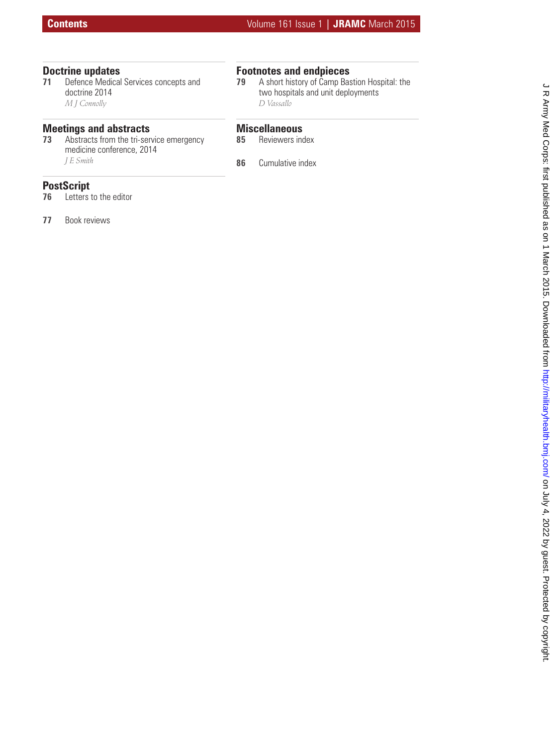## Doctrine updates

**71** Defence Medical Services concepts and doctrine 2014
*M J Connolly*

## Meetings and abstracts

**73** Abstracts from the tri-service emergency medicine conference, 2014
*J E Smith*

## PostScript

**76** Letters to the editor

**77** Book reviews

## Footnotes and endpieces

**79** A short history of Camp Bastion Hospital: the two hospitals and unit deployments
*D Vassallo*

## Miscellaneous

**85** Reviewers index

**86** Cumulative index